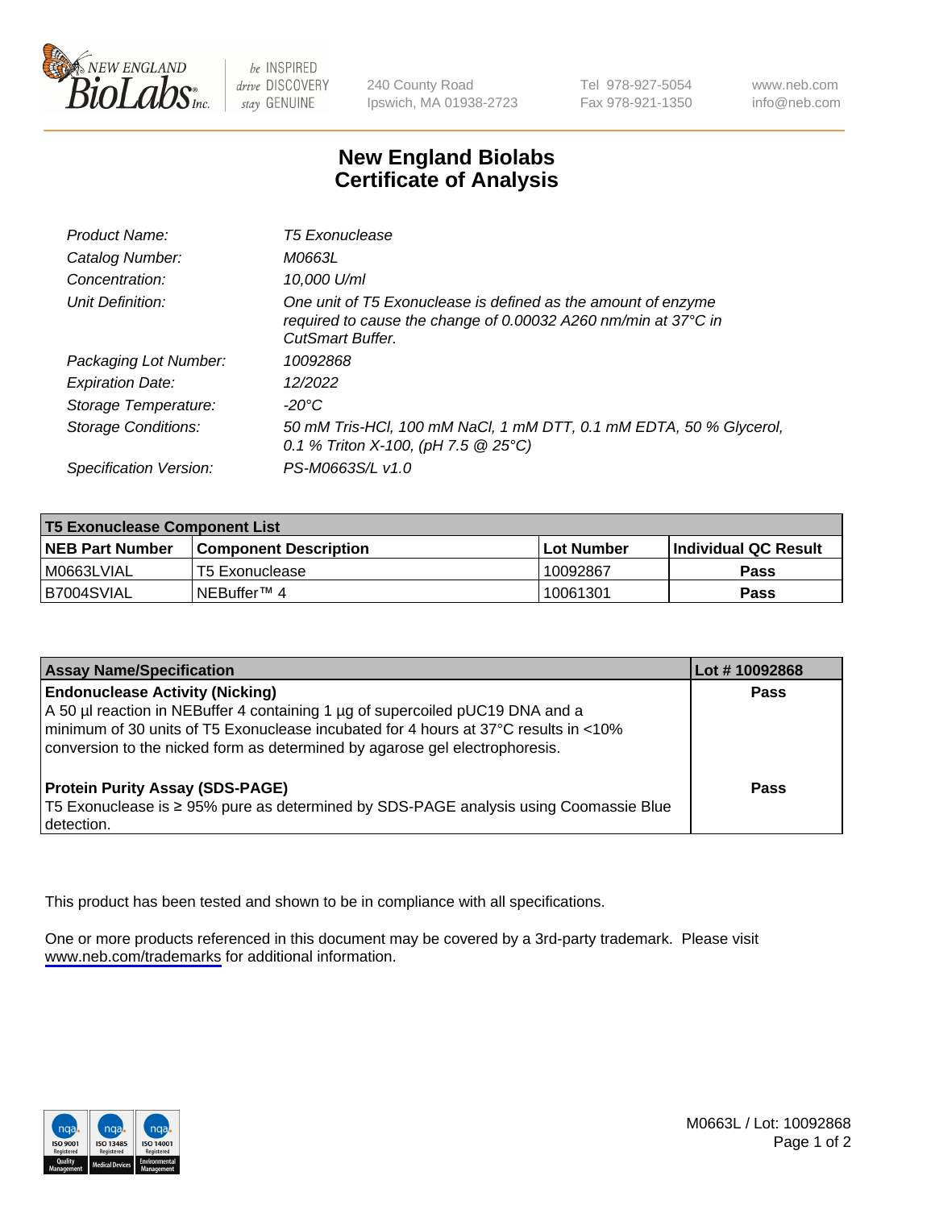New England BioLabs Inc. — be INSPIRED drive DISCOVERY stay GENUINE

240 County Road
Ipswich, MA 01938-2723

Tel 978-927-5054
Fax 978-921-1350

www.neb.com
info@neb.com

# New England Biolabs
# Certificate of Analysis

| | |
|---|---|
| *Product Name:* | *T5 Exonuclease* |
| *Catalog Number:* | *M0663L* |
| *Concentration:* | *10,000 U/ml* |
| *Unit Definition:* | *One unit of T5 Exonuclease is defined as the amount of enzyme required to cause the change of 0.00032 A260 nm/min at 37°C in CutSmart Buffer.* |
| *Packaging Lot Number:* | *10092868* |
| *Expiration Date:* | *12/2022* |
| *Storage Temperature:* | *-20°C* |
| *Storage Conditions:* | *50 mM Tris-HCl, 100 mM NaCl, 1 mM DTT, 0.1 mM EDTA, 50 % Glycerol, 0.1 % Triton X-100, (pH 7.5 @ 25°C)* |
| *Specification Version:* | *PS-M0663S/L v1.0* |

| **T5 Exonuclease Component List** | | | |
|---|---|---|---|
| **NEB Part Number** | **Component Description** | **Lot Number** | **Individual QC Result** |
| M0663LVIAL | T5 Exonuclease | 10092867 | **Pass** |
| B7004SVIAL | NEBuffer™ 4 | 10061301 | **Pass** |

| **Assay Name/Specification** | **Lot # 10092868** |
|---|---|
| **Endonuclease Activity (Nicking)**<br>A 50 µl reaction in NEBuffer 4 containing 1 µg of supercoiled pUC19 DNA and a minimum of 30 units of T5 Exonuclease incubated for 4 hours at 37°C results in <10% conversion to the nicked form as determined by agarose gel electrophoresis. | **Pass** |
| **Protein Purity Assay (SDS-PAGE)**<br>T5 Exonuclease is ≥ 95% pure as determined by SDS-PAGE analysis using Coomassie Blue detection. | **Pass** |

This product has been tested and shown to be in compliance with all specifications.

One or more products referenced in this document may be covered by a 3rd-party trademark. Please visit www.neb.com/trademarks for additional information.

M0663L / Lot: 10092868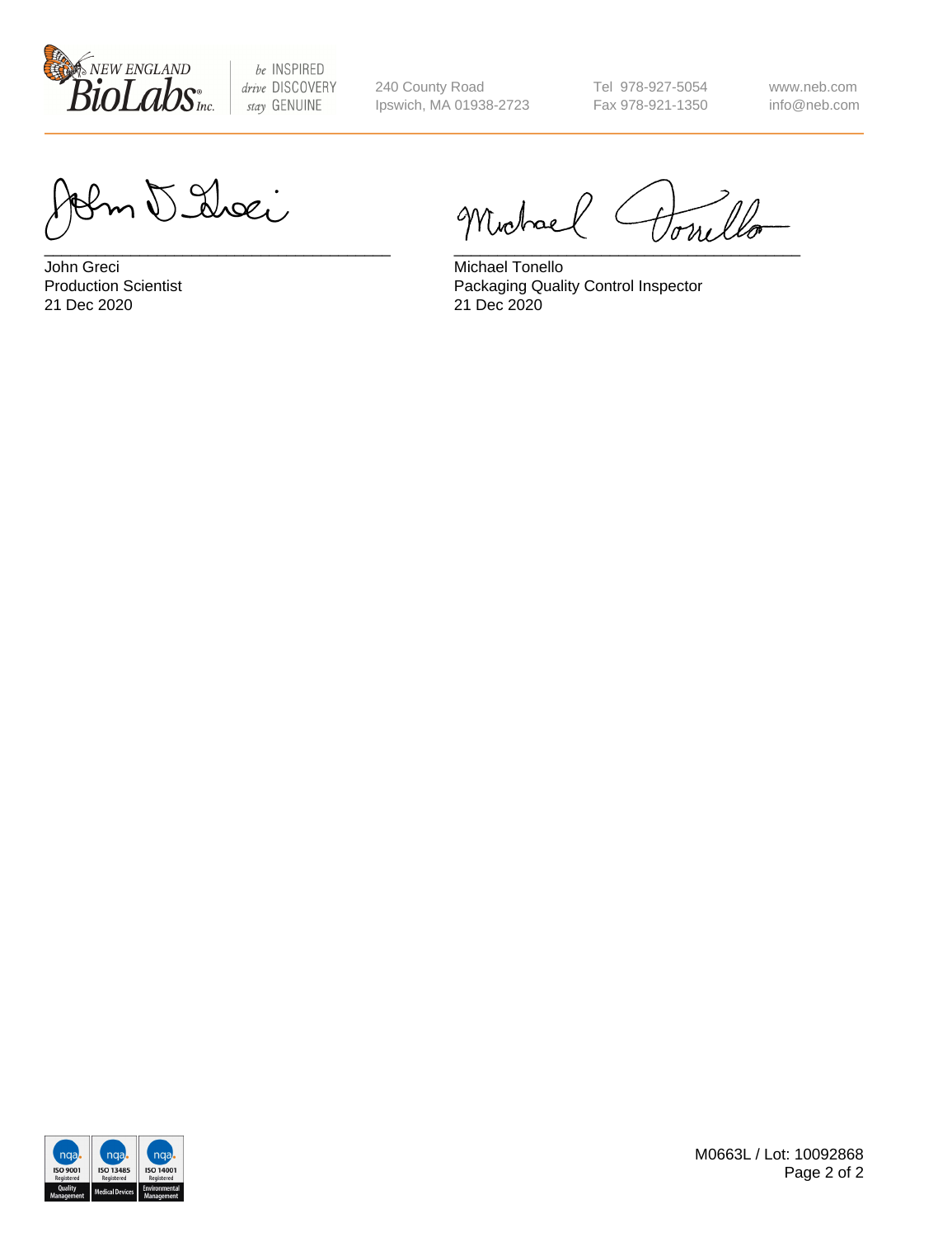240 County Road
Ipswich, MA 01938-2723

Tel 978-927-5054
Fax 978-921-1350

www.neb.com
info@neb.com

John Greci
Production Scientist
21 Dec 2020

Michael Tonello
Packaging Quality Control Inspector
21 Dec 2020

M0663L / Lot: 10092868